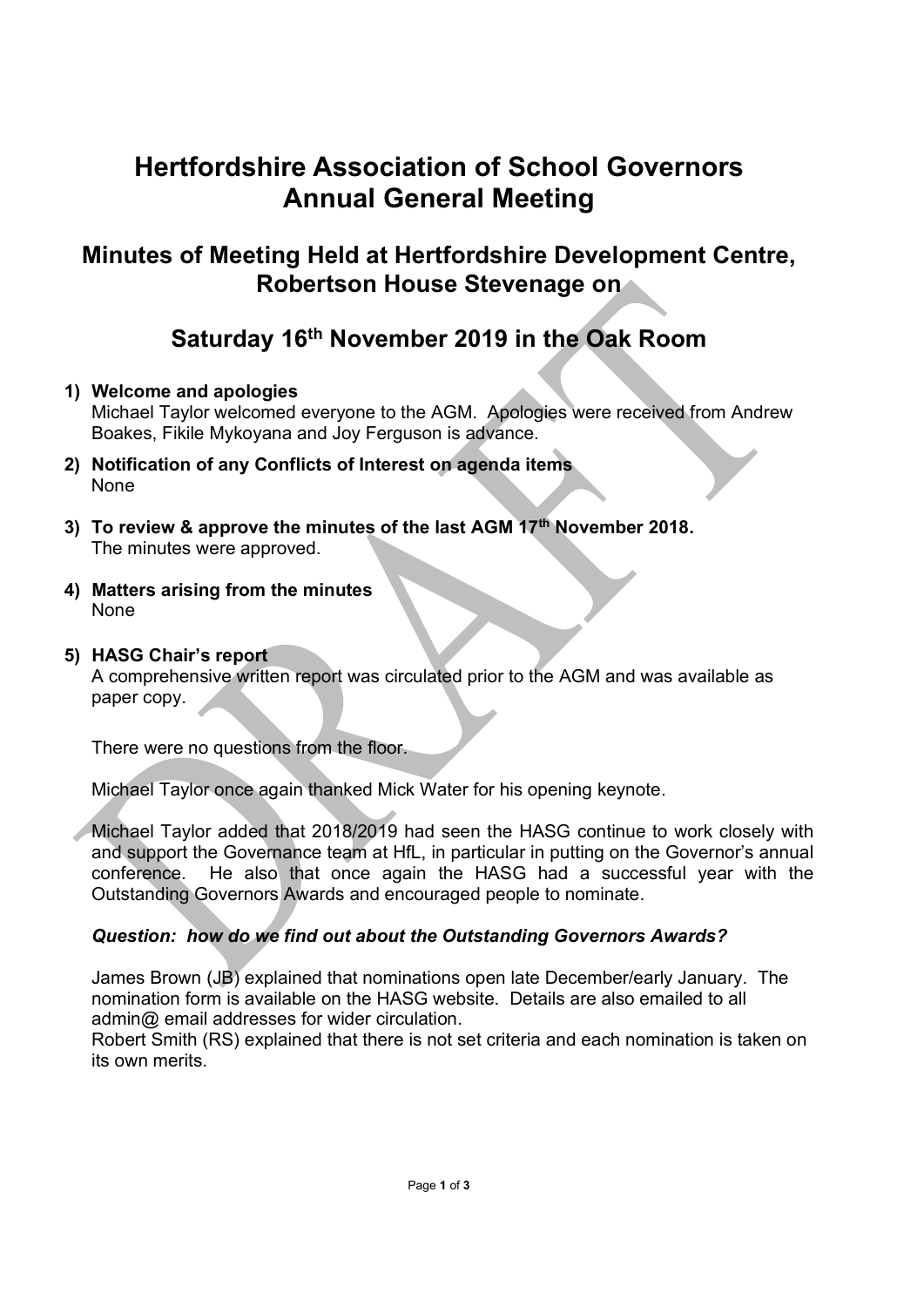# Hertfordshire Association of School Governors Annual General Meeting

## Minutes of Meeting Held at Hertfordshire Development Centre, Robertson House Stevenage on

## Saturday 16th November 2019 in the Oak Room

1) **Welcome and apologies**
   Michael Taylor welcomed everyone to the AGM. Apologies were received from Andrew Boakes, Fikile Mykoyana and Joy Ferguson is advance.

2) **Notification of any Conflicts of Interest on agenda items**
   None

3) **To review & approve the minutes of the last AGM 17th November 2018.**
   The minutes were approved.

4) **Matters arising from the minutes**
   None

5) **HASG Chair's report**
   A comprehensive written report was circulated prior to the AGM and was available as paper copy.

   There were no questions from the floor.

   Michael Taylor once again thanked Mick Water for his opening keynote.

   Michael Taylor added that 2018/2019 had seen the HASG continue to work closely with and support the Governance team at HfL, in particular in putting on the Governor's annual conference. He also that once again the HASG had a successful year with the Outstanding Governors Awards and encouraged people to nominate.

   ***Question: how do we find out about the Outstanding Governors Awards?***

   James Brown (JB) explained that nominations open late December/early January. The nomination form is available on the HASG website. Details are also emailed to all admin@ email addresses for wider circulation.
   Robert Smith (RS) explained that there is not set criteria and each nomination is taken on its own merits.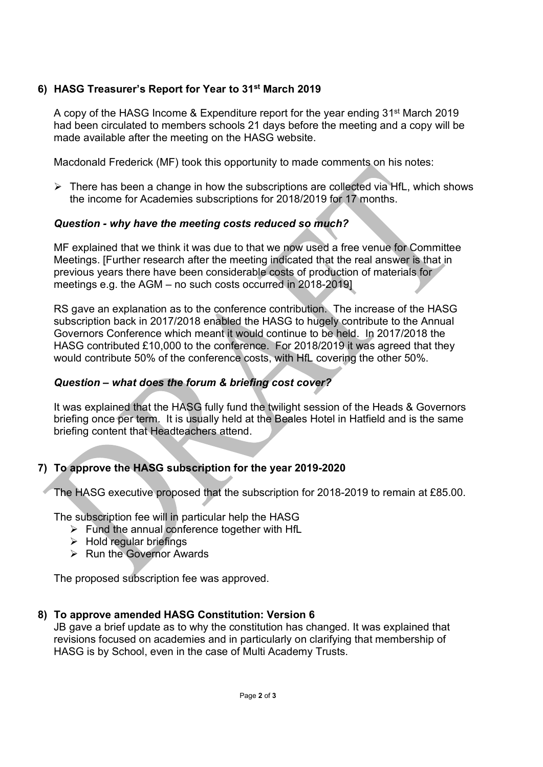### 6) HASG Treasurer's Report for Year to 31st March 2019

A copy of the HASG Income & Expenditure report for the year ending 31st March 2019 had been circulated to members schools 21 days before the meeting and a copy will be made available after the meeting on the HASG website.

Macdonald Frederick (MF) took this opportunity to made comments on his notes:

- There has been a change in how the subscriptions are collected via HfL, which shows the income for Academies subscriptions for 2018/2019 for 17 months.

***Question - why have the meeting costs reduced so much?***

MF explained that we think it was due to that we now used a free venue for Committee Meetings. [Further research after the meeting indicated that the real answer is that in previous years there have been considerable costs of production of materials for meetings e.g. the AGM – no such costs occurred in 2018-2019]

RS gave an explanation as to the conference contribution. The increase of the HASG subscription back in 2017/2018 enabled the HASG to hugely contribute to the Annual Governors Conference which meant it would continue to be held. In 2017/2018 the HASG contributed £10,000 to the conference. For 2018/2019 it was agreed that they would contribute 50% of the conference costs, with HfL covering the other 50%.

***Question – what does the forum & briefing cost cover?***

It was explained that the HASG fully fund the twilight session of the Heads & Governors briefing once per term. It is usually held at the Beales Hotel in Hatfield and is the same briefing content that Headteachers attend.

### 7) To approve the HASG subscription for the year 2019-2020

The HASG executive proposed that the subscription for 2018-2019 to remain at £85.00.

The subscription fee will in particular help the HASG

- Fund the annual conference together with HfL
- Hold regular briefings
- Run the Governor Awards

The proposed subscription fee was approved.

### 8) To approve amended HASG Constitution: Version 6

JB gave a brief update as to why the constitution has changed. It was explained that revisions focused on academies and in particularly on clarifying that membership of HASG is by School, even in the case of Multi Academy Trusts.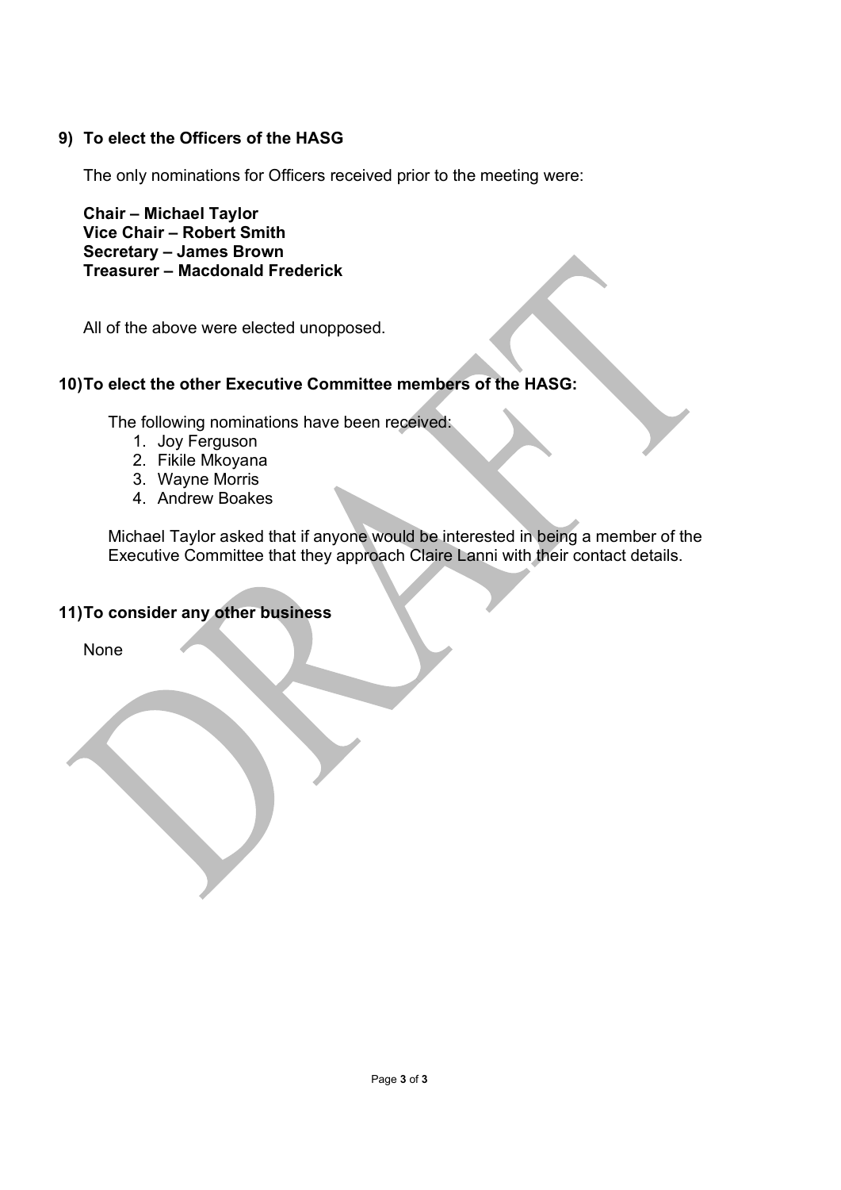## 9) To elect the Officers of the HASG

The only nominations for Officers received prior to the meeting were:

**Chair – Michael Taylor**
**Vice Chair – Robert Smith**
**Secretary – James Brown**
**Treasurer – Macdonald Frederick**

All of the above were elected unopposed.

## 10) To elect the other Executive Committee members of the HASG:

The following nominations have been received:

1. Joy Ferguson
2. Fikile Mkoyana
3. Wayne Morris
4. Andrew Boakes

Michael Taylor asked that if anyone would be interested in being a member of the Executive Committee that they approach Claire Lanni with their contact details.

## 11) To consider any other business

None